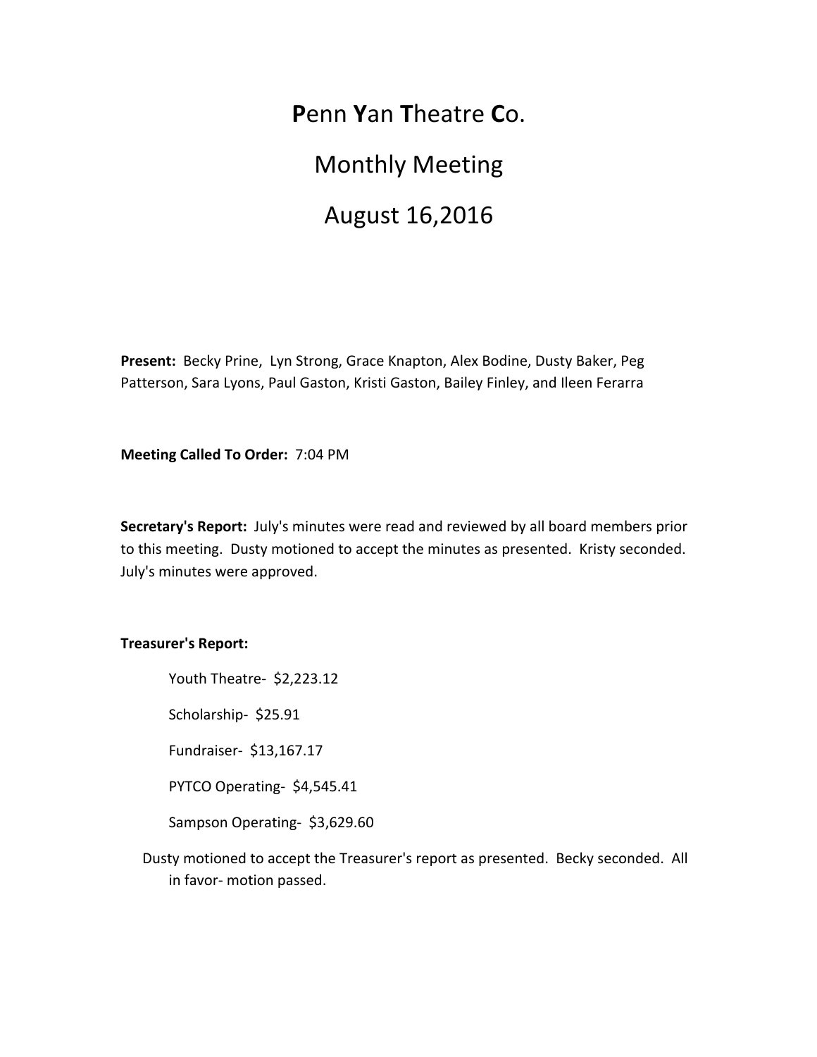# **P**enn **Y**an **T**heatre **C**o.

# Monthly Meeting

# August 16,2016

**Present:** Becky Prine, Lyn Strong, Grace Knapton, Alex Bodine, Dusty Baker, Peg Patterson, Sara Lyons, Paul Gaston, Kristi Gaston, Bailey Finley, and Ileen Ferarra

**Meeting Called To Order:** 7:04 PM

**Secretary's Report:** July's minutes were read and reviewed by all board members prior to this meeting. Dusty motioned to accept the minutes as presented. Kristy seconded. July's minutes were approved.

**Treasurer's Report:**

- Youth Theatre- $2,223.12
- Scholarship- $25.91
- Fundraiser- $13,167.17
- PYTCO Operating- $4,545.41
- Sampson Operating- $3,629.60

Dusty motioned to accept the Treasurer's report as presented. Becky seconded. All in favor- motion passed.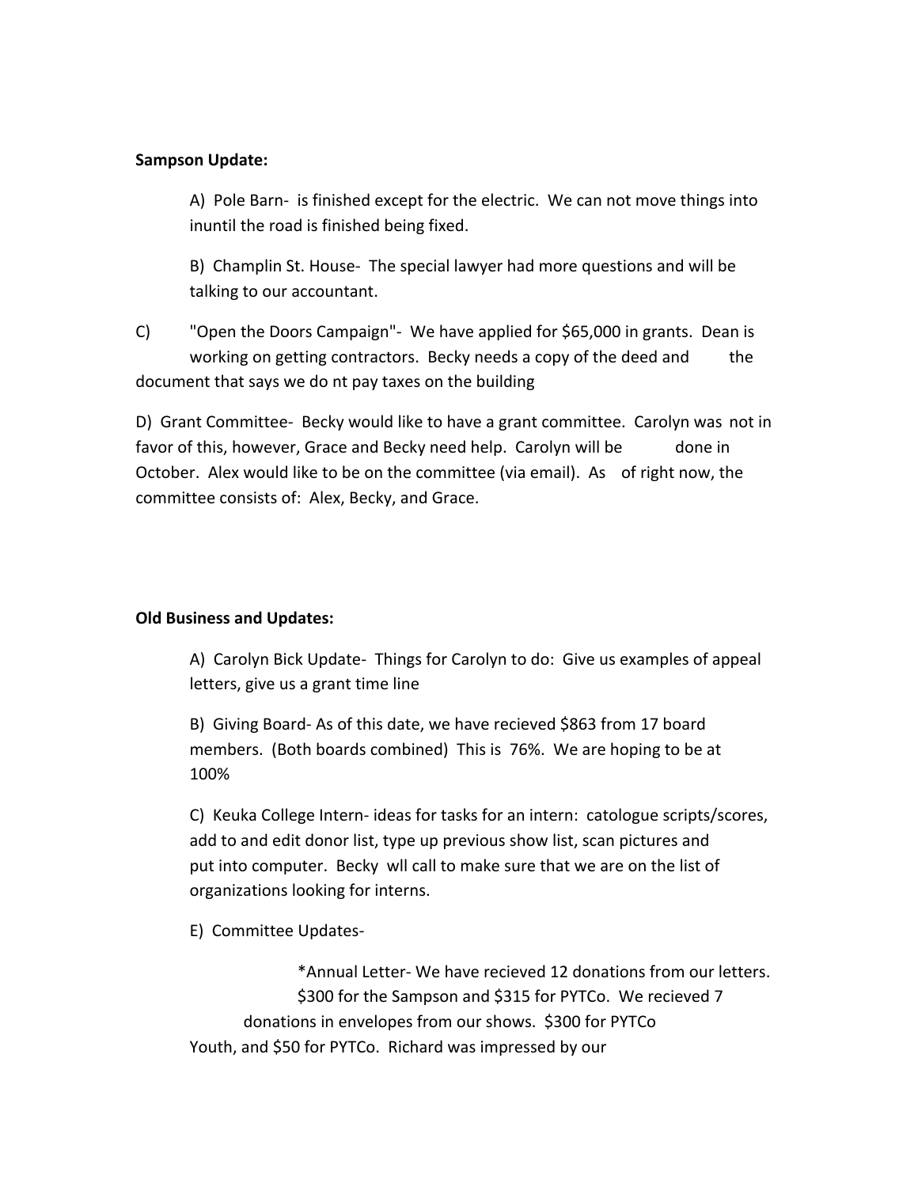**Sampson Update:**

A) Pole Barn- is finished except for the electric. We can not move things into inuntil the road is finished being fixed.

B) Champlin St. House- The special lawyer had more questions and will be talking to our accountant.

C) "Open the Doors Campaign"- We have applied for $65,000 in grants. Dean is working on getting contractors. Becky needs a copy of the deed and the document that says we do nt pay taxes on the building

D) Grant Committee- Becky would like to have a grant committee. Carolyn was not in favor of this, however, Grace and Becky need help. Carolyn will be done in October. Alex would like to be on the committee (via email). As of right now, the committee consists of: Alex, Becky, and Grace.

**Old Business and Updates:**

A) Carolyn Bick Update- Things for Carolyn to do: Give us examples of appeal letters, give us a grant time line

B) Giving Board- As of this date, we have recieved $863 from 17 board members. (Both boards combined) This is 76%. We are hoping to be at 100%

C) Keuka College Intern- ideas for tasks for an intern: catologue scripts/scores, add to and edit donor list, type up previous show list, scan pictures and put into computer. Becky wll call to make sure that we are on the list of organizations looking for interns.

E) Committee Updates-

*Annual Letter- We have recieved 12 donations from our letters. $300 for the Sampson and $315 for PYTCo. We recieved 7 donations in envelopes from our shows. $300 for PYTCo Youth, and $50 for PYTCo. Richard was impressed by our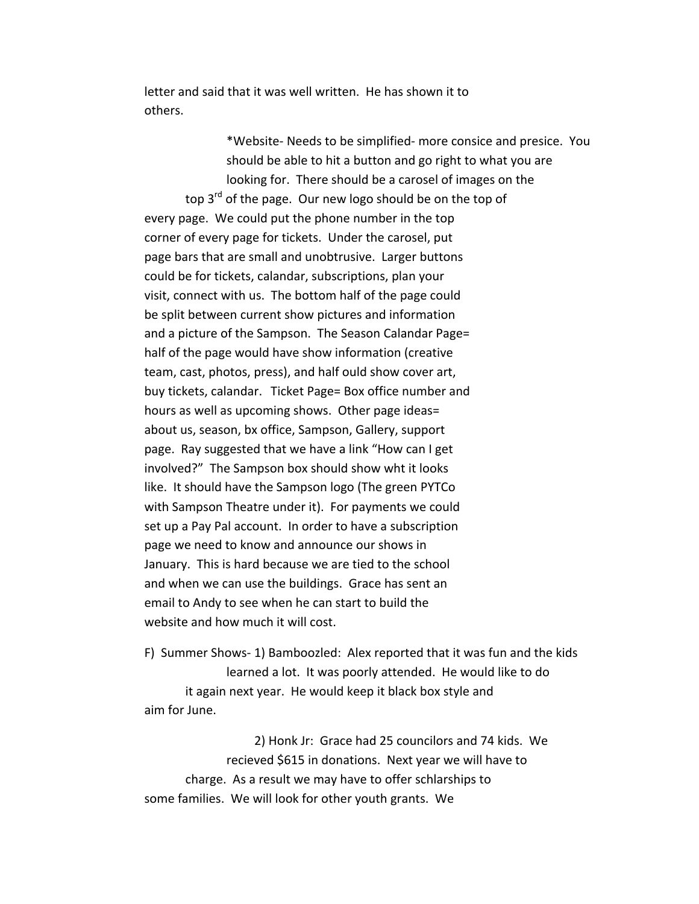letter and said that it was well written. He has shown it to others.

*Website- Needs to be simplified- more consice and presice. You should be able to hit a button and go right to what you are looking for. There should be a carosel of images on the top 3rd of the page. Our new logo should be on the top of every page. We could put the phone number in the top corner of every page for tickets. Under the carosel, put page bars that are small and unobtrusive. Larger buttons could be for tickets, calandar, subscriptions, plan your visit, connect with us. The bottom half of the page could be split between current show pictures and information and a picture of the Sampson. The Season Calandar Page= half of the page would have show information (creative team, cast, photos, press), and half ould show cover art, buy tickets, calandar. Ticket Page= Box office number and hours as well as upcoming shows. Other page ideas= about us, season, bx office, Sampson, Gallery, support page. Ray suggested that we have a link "How can I get involved?" The Sampson box should show wht it looks like. It should have the Sampson logo (The green PYTCo with Sampson Theatre under it). For payments we could set up a Pay Pal account. In order to have a subscription page we need to know and announce our shows in January. This is hard because we are tied to the school and when we can use the buildings. Grace has sent an email to Andy to see when he can start to build the website and how much it will cost.

F) Summer Shows- 1) Bamboozled: Alex reported that it was fun and the kids learned a lot. It was poorly attended. He would like to do it again next year. He would keep it black box style and aim for June.

2) Honk Jr: Grace had 25 councilors and 74 kids. We recieved $615 in donations. Next year we will have to charge. As a result we may have to offer schlarships to some families. We will look for other youth grants. We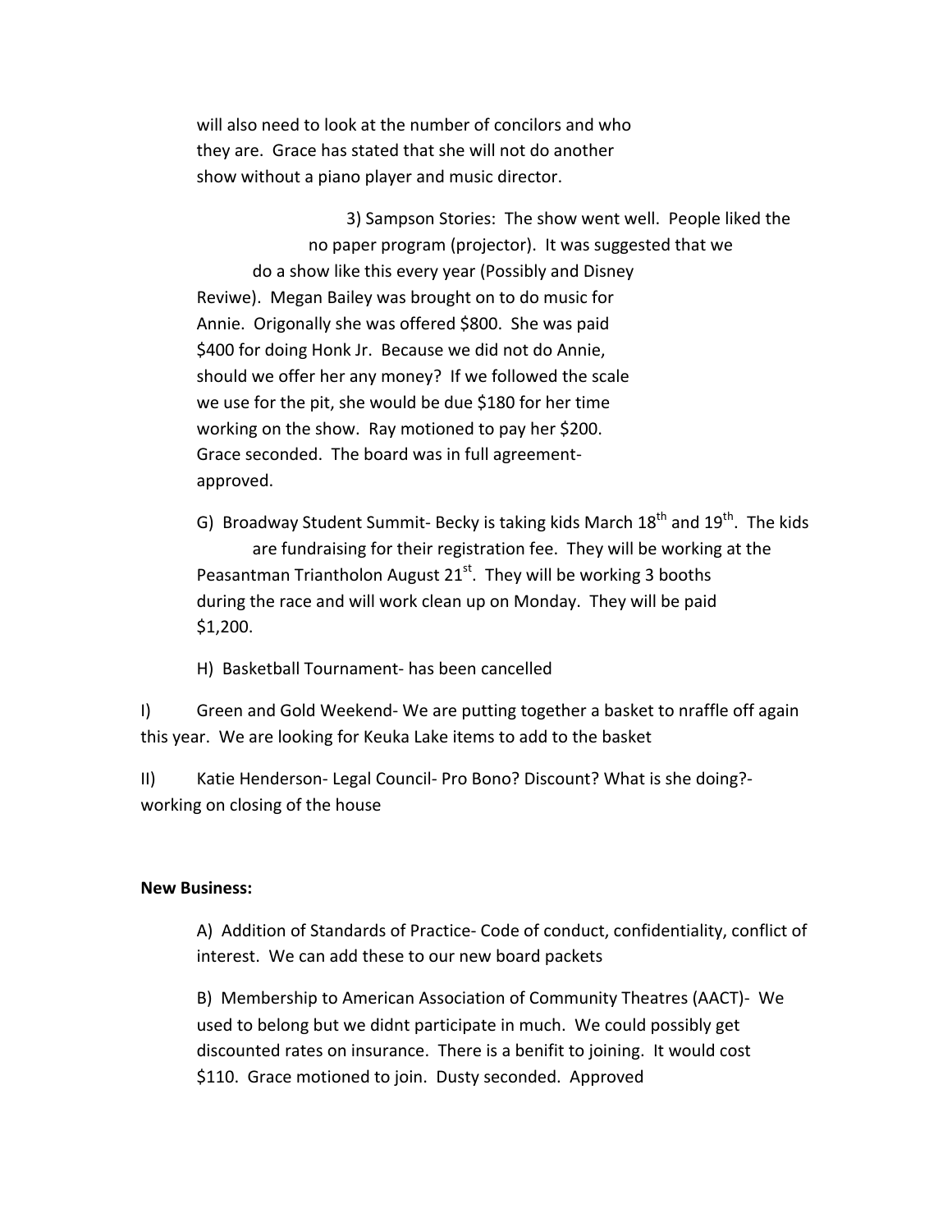will also need to look at the number of concilors and who they are. Grace has stated that she will not do another show without a piano player and music director.

3) Sampson Stories: The show went well. People liked the no paper program (projector). It was suggested that we do a show like this every year (Possibly and Disney Reviwe). Megan Bailey was brought on to do music for Annie. Origonally she was offered \$800. She was paid \$400 for doing Honk Jr. Because we did not do Annie, should we offer her any money? If we followed the scale we use for the pit, she would be due \$180 for her time working on the show. Ray motioned to pay her \$200. Grace seconded. The board was in full agreement- approved.

G) Broadway Student Summit- Becky is taking kids March 18th and 19th. The kids are fundraising for their registration fee. They will be working at the Peasantman Triantholon August 21st. They will be working 3 booths during the race and will work clean up on Monday. They will be paid \$1,200.

H) Basketball Tournament- has been cancelled

I) Green and Gold Weekend- We are putting together a basket to nraffle off again this year. We are looking for Keuka Lake items to add to the basket

II) Katie Henderson- Legal Council- Pro Bono? Discount? What is she doing?- working on closing of the house

**New Business:**

A) Addition of Standards of Practice- Code of conduct, confidentiality, conflict of interest. We can add these to our new board packets

B) Membership to American Association of Community Theatres (AACT)- We used to belong but we didnt participate in much. We could possibly get discounted rates on insurance. There is a benifit to joining. It would cost \$110. Grace motioned to join. Dusty seconded. Approved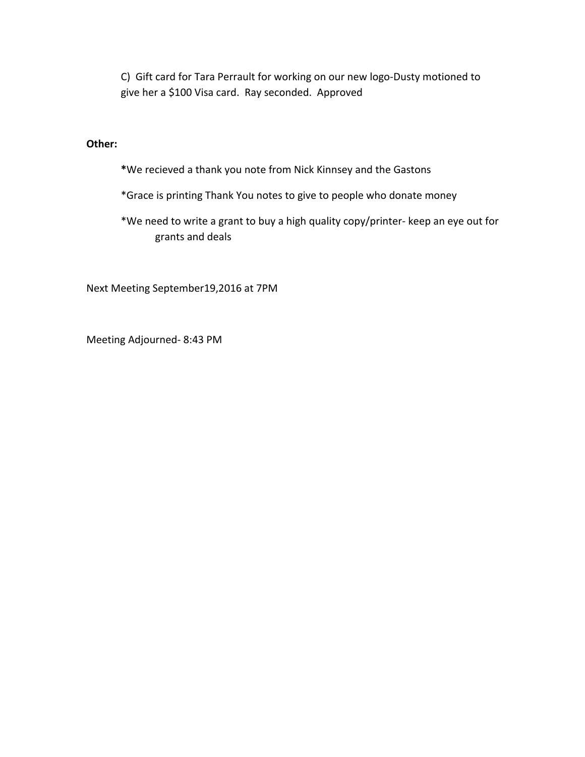C) Gift card for Tara Perrault for working on our new logo-Dusty motioned to give her a $100 Visa card. Ray seconded. Approved

**Other:**

**\***We recieved a thank you note from Nick Kinnsey and the Gastons

*Grace is printing Thank You notes to give to people who donate money

*We need to write a grant to buy a high quality copy/printer- keep an eye out for grants and deals

Next Meeting September19,2016 at 7PM

Meeting Adjourned- 8:43 PM